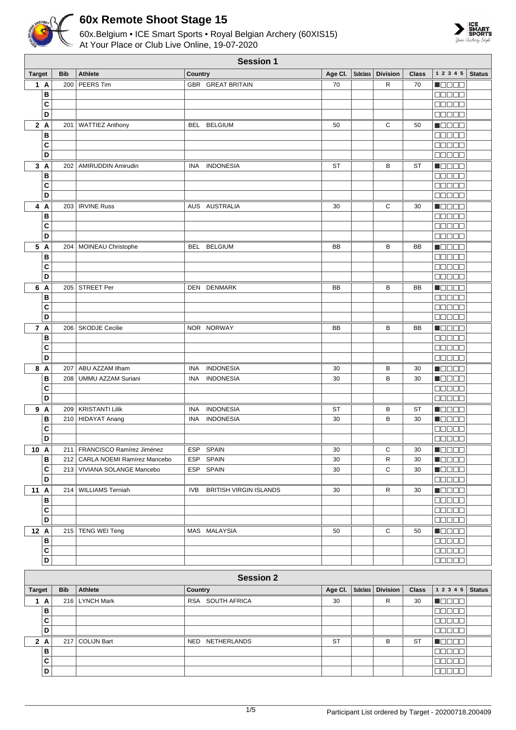# 60x Remote Shoot Stage 15

60x.Belgium • ICE Smart Sports • Royal Belgian Archery (60XIS15)
At Your Place or Club Live Online, 19-07-2020

## Session 1

| Target | | Bib | Athlete | Country | Age Cl. | Subclass | Division | Class | 1 2 3 4 5 | Status |
|---|---|---|---|---|---|---|---|---|---|---|
| 1 | A | 200 | PEERS Tim | GBR GREAT BRITAIN | 70 | | R | 70 | | |
| | B | | | | | | | | | |
| | C | | | | | | | | | |
| | D | | | | | | | | | |
| 2 | A | 201 | WATTIEZ Anthony | BEL BELGIUM | 50 | | C | 50 | | |
| | B | | | | | | | | | |
| | C | | | | | | | | | |
| | D | | | | | | | | | |
| 3 | A | 202 | AMIRUDDIN Amirudin | INA INDONESIA | ST | | B | ST | | |
| | B | | | | | | | | | |
| | C | | | | | | | | | |
| | D | | | | | | | | | |
| 4 | A | 203 | IRVINE Russ | AUS AUSTRALIA | 30 | | C | 30 | | |
| | B | | | | | | | | | |
| | C | | | | | | | | | |
| | D | | | | | | | | | |
| 5 | A | 204 | MOINEAU Christophe | BEL BELGIUM | BB | | B | BB | | |
| | B | | | | | | | | | |
| | C | | | | | | | | | |
| | D | | | | | | | | | |
| 6 | A | 205 | STREET Per | DEN DENMARK | BB | | B | BB | | |
| | B | | | | | | | | | |
| | C | | | | | | | | | |
| | D | | | | | | | | | |
| 7 | A | 206 | SKODJE Cecilie | NOR NORWAY | BB | | B | BB | | |
| | B | | | | | | | | | |
| | C | | | | | | | | | |
| | D | | | | | | | | | |
| 8 | A | 207 | ABU AZZAM Ilham | INA INDONESIA | 30 | | B | 30 | | |
| | B | 208 | UMMU AZZAM Suriani | INA INDONESIA | 30 | | B | 30 | | |
| | C | | | | | | | | | |
| | D | | | | | | | | | |
| 9 | A | 209 | KRISTANTI Lilik | INA INDONESIA | ST | | B | ST | | |
| | B | 210 | HIDAYAT Anang | INA INDONESIA | 30 | | B | 30 | | |
| | C | | | | | | | | | |
| | D | | | | | | | | | |
| 10 | A | 211 | FRANCISCO Ramírez Jiménez | ESP SPAIN | 30 | | C | 30 | | |
| | B | 212 | CARLA NOEMI Ramírez Mancebo | ESP SPAIN | 30 | | R | 30 | | |
| | C | 213 | VIVIANA SOLANGE Mancebo | ESP SPAIN | 30 | | C | 30 | | |
| | D | | | | | | | | | |
| 11 | A | 214 | WILLIAMS Terniah | IVB BRITISH VIRGIN ISLANDS | 30 | | R | 30 | | |
| | B | | | | | | | | | |
| | C | | | | | | | | | |
| | D | | | | | | | | | |
| 12 | A | 215 | TENG WEI Teng | MAS MALAYSIA | 50 | | C | 50 | | |
| | B | | | | | | | | | |
| | C | | | | | | | | | |
| | D | | | | | | | | | |

## Session 2

| Target | | Bib | Athlete | Country | Age Cl. | Subclass | Division | Class | 1 2 3 4 5 | Status |
|---|---|---|---|---|---|---|---|---|---|---|
| 1 | A | 216 | LYNCH Mark | RSA SOUTH AFRICA | 30 | | R | 30 | | |
| | B | | | | | | | | | |
| | C | | | | | | | | | |
| | D | | | | | | | | | |
| 2 | A | 217 | COLIJN Bart | NED NETHERLANDS | ST | | B | ST | | |
| | B | | | | | | | | | |
| | C | | | | | | | | | |
| | D | | | | | | | | | |

Participant List ordered by Target - 20200718.200409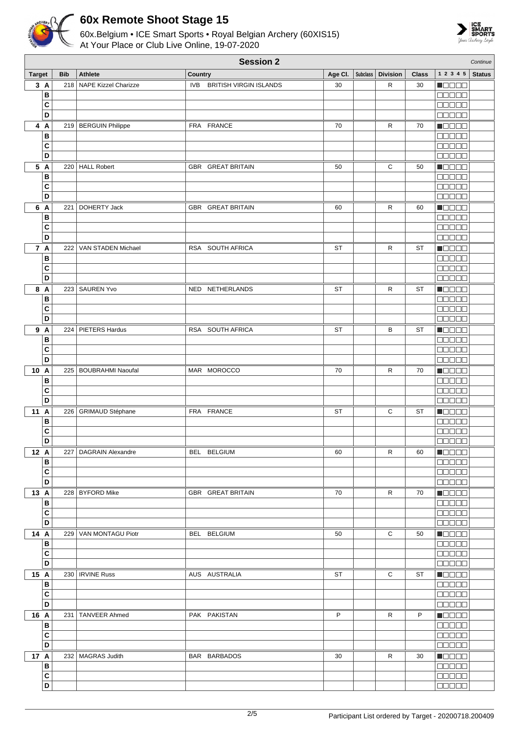# 60x Remote Shoot Stage 15

60x.Belgium • ICE Smart Sports • Royal Belgian Archery (60XIS15)
At Your Place or Club Live Online, 19-07-2020

## Session 2

*Continue*

| Target | | Bib | Athlete | Country | Age Cl. | Subclass | Division | Class | 1 2 3 4 5 | Status |
|---|---|---|---|---|---|---|---|---|---|---|
| 3 | A | 218 | NAPE Kizzel Charizze | IVB BRITISH VIRGIN ISLANDS | 30 | | R | 30 | ■□□□□ | |
| | B | | | | | | | | □□□□□ | |
| | C | | | | | | | | □□□□□ | |
| | D | | | | | | | | □□□□□ | |
| 4 | A | 219 | BERGUIN Philippe | FRA FRANCE | 70 | | R | 70 | ■□□□□ | |
| | B | | | | | | | | □□□□□ | |
| | C | | | | | | | | □□□□□ | |
| | D | | | | | | | | □□□□□ | |
| 5 | A | 220 | HALL Robert | GBR GREAT BRITAIN | 50 | | C | 50 | ■□□□□ | |
| | B | | | | | | | | □□□□□ | |
| | C | | | | | | | | □□□□□ | |
| | D | | | | | | | | □□□□□ | |
| 6 | A | 221 | DOHERTY Jack | GBR GREAT BRITAIN | 60 | | R | 60 | ■□□□□ | |
| | B | | | | | | | | □□□□□ | |
| | C | | | | | | | | □□□□□ | |
| | D | | | | | | | | □□□□□ | |
| 7 | A | 222 | VAN STADEN Michael | RSA SOUTH AFRICA | ST | | R | ST | ■□□□□ | |
| | B | | | | | | | | □□□□□ | |
| | C | | | | | | | | □□□□□ | |
| | D | | | | | | | | □□□□□ | |
| 8 | A | 223 | SAUREN Yvo | NED NETHERLANDS | ST | | R | ST | ■□□□□ | |
| | B | | | | | | | | □□□□□ | |
| | C | | | | | | | | □□□□□ | |
| | D | | | | | | | | □□□□□ | |
| 9 | A | 224 | PIETERS Hardus | RSA SOUTH AFRICA | ST | | B | ST | ■□□□□ | |
| | B | | | | | | | | □□□□□ | |
| | C | | | | | | | | □□□□□ | |
| | D | | | | | | | | □□□□□ | |
| 10 | A | 225 | BOUBRAHMI Naoufal | MAR MOROCCO | 70 | | R | 70 | ■□□□□ | |
| | B | | | | | | | | □□□□□ | |
| | C | | | | | | | | □□□□□ | |
| | D | | | | | | | | □□□□□ | |
| 11 | A | 226 | GRIMAUD Stéphane | FRA FRANCE | ST | | C | ST | ■□□□□ | |
| | B | | | | | | | | □□□□□ | |
| | C | | | | | | | | □□□□□ | |
| | D | | | | | | | | □□□□□ | |
| 12 | A | 227 | DAGRAIN Alexandre | BEL BELGIUM | 60 | | R | 60 | ■□□□□ | |
| | B | | | | | | | | □□□□□ | |
| | C | | | | | | | | □□□□□ | |
| | D | | | | | | | | □□□□□ | |
| 13 | A | 228 | BYFORD Mike | GBR GREAT BRITAIN | 70 | | R | 70 | ■□□□□ | |
| | B | | | | | | | | □□□□□ | |
| | C | | | | | | | | □□□□□ | |
| | D | | | | | | | | □□□□□ | |
| 14 | A | 229 | VAN MONTAGU Piotr | BEL BELGIUM | 50 | | C | 50 | ■□□□□ | |
| | B | | | | | | | | □□□□□ | |
| | C | | | | | | | | □□□□□ | |
| | D | | | | | | | | □□□□□ | |
| 15 | A | 230 | IRVINE Russ | AUS AUSTRALIA | ST | | C | ST | ■□□□□ | |
| | B | | | | | | | | □□□□□ | |
| | C | | | | | | | | □□□□□ | |
| | D | | | | | | | | □□□□□ | |
| 16 | A | 231 | TANVEER Ahmed | PAK PAKISTAN | P | | R | P | ■□□□□ | |
| | B | | | | | | | | □□□□□ | |
| | C | | | | | | | | □□□□□ | |
| | D | | | | | | | | □□□□□ | |
| 17 | A | 232 | MAGRAS Judith | BAR BARBADOS | 30 | | R | 30 | ■□□□□ | |
| | B | | | | | | | | □□□□□ | |
| | C | | | | | | | | □□□□□ | |
| | D | | | | | | | | □□□□□ | |

Participant List ordered by Target - 20200718.200409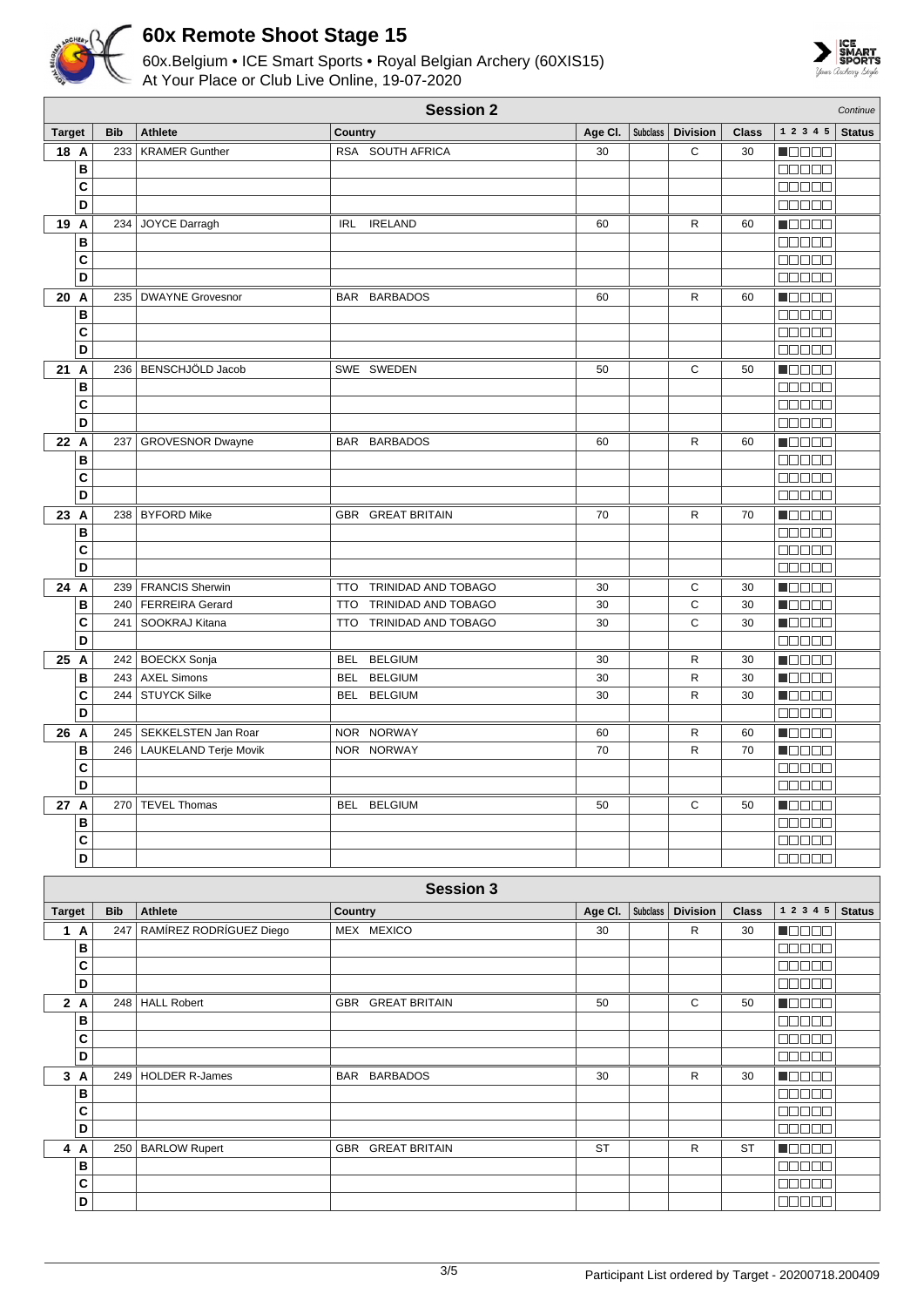# 60x Remote Shoot Stage 15

60x.Belgium • ICE Smart Sports • Royal Belgian Archery (60XIS15)
At Your Place or Club Live Online, 19-07-2020

## Session 2

*Continue*

| Target | Bib | Athlete | Country | Age Cl. | Subclass | Division | Class | 1 2 3 4 5 | Status |
|---|---|---|---|---|---|---|---|---|---|
| 18 A | 233 | KRAMER Gunther | RSA SOUTH AFRICA | 30 | | C | 30 | | |
| B | | | | | | | | | |
| C | | | | | | | | | |
| D | | | | | | | | | |
| 19 A | 234 | JOYCE Darragh | IRL IRELAND | 60 | | R | 60 | | |
| B | | | | | | | | | |
| C | | | | | | | | | |
| D | | | | | | | | | |
| 20 A | 235 | DWAYNE Grovesnor | BAR BARBADOS | 60 | | R | 60 | | |
| B | | | | | | | | | |
| C | | | | | | | | | |
| D | | | | | | | | | |
| 21 A | 236 | BENSCHJÖLD Jacob | SWE SWEDEN | 50 | | C | 50 | | |
| B | | | | | | | | | |
| C | | | | | | | | | |
| D | | | | | | | | | |
| 22 A | 237 | GROVESNOR Dwayne | BAR BARBADOS | 60 | | R | 60 | | |
| B | | | | | | | | | |
| C | | | | | | | | | |
| D | | | | | | | | | |
| 23 A | 238 | BYFORD Mike | GBR GREAT BRITAIN | 70 | | R | 70 | | |
| B | | | | | | | | | |
| C | | | | | | | | | |
| D | | | | | | | | | |
| 24 A | 239 | FRANCIS Sherwin | TTO TRINIDAD AND TOBAGO | 30 | | C | 30 | | |
| B | 240 | FERREIRA Gerard | TTO TRINIDAD AND TOBAGO | 30 | | C | 30 | | |
| C | 241 | SOOKRAJ Kitana | TTO TRINIDAD AND TOBAGO | 30 | | C | 30 | | |
| D | | | | | | | | | |
| 25 A | 242 | BOECKX Sonja | BEL BELGIUM | 30 | | R | 30 | | |
| B | 243 | AXEL Simons | BEL BELGIUM | 30 | | R | 30 | | |
| C | 244 | STUYCK Silke | BEL BELGIUM | 30 | | R | 30 | | |
| D | | | | | | | | | |
| 26 A | 245 | SEKKELSTEN Jan Roar | NOR NORWAY | 60 | | R | 60 | | |
| B | 246 | LAUKELAND Terje Movik | NOR NORWAY | 70 | | R | 70 | | |
| C | | | | | | | | | |
| D | | | | | | | | | |
| 27 A | 270 | TEVEL Thomas | BEL BELGIUM | 50 | | C | 50 | | |
| B | | | | | | | | | |
| C | | | | | | | | | |
| D | | | | | | | | | |

## Session 3

| Target | Bib | Athlete | Country | Age Cl. | Subclass | Division | Class | 1 2 3 4 5 | Status |
|---|---|---|---|---|---|---|---|---|---|
| 1 A | 247 | RAMÍREZ RODRÍGUEZ Diego | MEX MEXICO | 30 | | R | 30 | | |
| B | | | | | | | | | |
| C | | | | | | | | | |
| D | | | | | | | | | |
| 2 A | 248 | HALL Robert | GBR GREAT BRITAIN | 50 | | C | 50 | | |
| B | | | | | | | | | |
| C | | | | | | | | | |
| D | | | | | | | | | |
| 3 A | 249 | HOLDER R-James | BAR BARBADOS | 30 | | R | 30 | | |
| B | | | | | | | | | |
| C | | | | | | | | | |
| D | | | | | | | | | |
| 4 A | 250 | BARLOW Rupert | GBR GREAT BRITAIN | ST | | R | ST | | |
| B | | | | | | | | | |
| C | | | | | | | | | |
| D | | | | | | | | | |

Participant List ordered by Target - 20200718.200409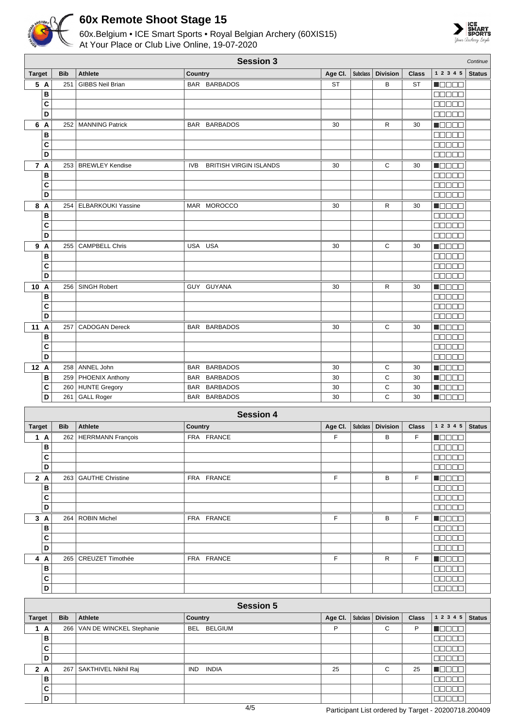# 60x Remote Shoot Stage 15

60x.Belgium • ICE Smart Sports • Royal Belgian Archery (60XIS15)
At Your Place or Club Live Online, 19-07-2020

## Session 3

*Continue*

| Target | Bib | Athlete | Country | Age Cl. | Subclass | Division | Class | 1 2 3 4 5 | Status |
|---|---|---|---|---|---|---|---|---|---|
| 5 A | 251 | GIBBS Neil Brian | BAR BARBADOS | ST | | B | ST | ■□□□□ | |
| B | | | | | | | | □□□□□ | |
| C | | | | | | | | □□□□□ | |
| D | | | | | | | | □□□□□ | |
| 6 A | 252 | MANNING Patrick | BAR BARBADOS | 30 | | R | 30 | ■□□□□ | |
| B | | | | | | | | □□□□□ | |
| C | | | | | | | | □□□□□ | |
| D | | | | | | | | □□□□□ | |
| 7 A | 253 | BREWLEY Kendise | IVB BRITISH VIRGIN ISLANDS | 30 | | C | 30 | ■□□□□ | |
| B | | | | | | | | □□□□□ | |
| C | | | | | | | | □□□□□ | |
| D | | | | | | | | □□□□□ | |
| 8 A | 254 | ELBARKOUKI Yassine | MAR MOROCCO | 30 | | R | 30 | ■□□□□ | |
| B | | | | | | | | □□□□□ | |
| C | | | | | | | | □□□□□ | |
| D | | | | | | | | □□□□□ | |
| 9 A | 255 | CAMPBELL Chris | USA USA | 30 | | C | 30 | ■□□□□ | |
| B | | | | | | | | □□□□□ | |
| C | | | | | | | | □□□□□ | |
| D | | | | | | | | □□□□□ | |
| 10 A | 256 | SINGH Robert | GUY GUYANA | 30 | | R | 30 | ■□□□□ | |
| B | | | | | | | | □□□□□ | |
| C | | | | | | | | □□□□□ | |
| D | | | | | | | | □□□□□ | |
| 11 A | 257 | CADOGAN Dereck | BAR BARBADOS | 30 | | C | 30 | ■□□□□ | |
| B | | | | | | | | □□□□□ | |
| C | | | | | | | | □□□□□ | |
| D | | | | | | | | □□□□□ | |
| 12 A | 258 | ANNEL John | BAR BARBADOS | 30 | | C | 30 | ■□□□□ | |
| B | 259 | PHOENIX Anthony | BAR BARBADOS | 30 | | C | 30 | ■□□□□ | |
| C | 260 | HUNTE Gregory | BAR BARBADOS | 30 | | C | 30 | ■□□□□ | |
| D | 261 | GALL Roger | BAR BARBADOS | 30 | | C | 30 | ■□□□□ | |

## Session 4

| Target | Bib | Athlete | Country | Age Cl. | Subclass | Division | Class | 1 2 3 4 5 | Status |
|---|---|---|---|---|---|---|---|---|---|
| 1 A | 262 | HERRMANN François | FRA FRANCE | F | | B | F | ■□□□□ | |
| B | | | | | | | | □□□□□ | |
| C | | | | | | | | □□□□□ | |
| D | | | | | | | | □□□□□ | |
| 2 A | 263 | GAUTHE Christine | FRA FRANCE | F | | B | F | ■□□□□ | |
| B | | | | | | | | □□□□□ | |
| C | | | | | | | | □□□□□ | |
| D | | | | | | | | □□□□□ | |
| 3 A | 264 | ROBIN Michel | FRA FRANCE | F | | B | F | ■□□□□ | |
| B | | | | | | | | □□□□□ | |
| C | | | | | | | | □□□□□ | |
| D | | | | | | | | □□□□□ | |
| 4 A | 265 | CREUZET Timothée | FRA FRANCE | F | | R | F | ■□□□□ | |
| B | | | | | | | | □□□□□ | |
| C | | | | | | | | □□□□□ | |
| D | | | | | | | | □□□□□ | |

## Session 5

| Target | Bib | Athlete | Country | Age Cl. | Subclass | Division | Class | 1 2 3 4 5 | Status |
|---|---|---|---|---|---|---|---|---|---|
| 1 A | 266 | VAN DE WINCKEL Stephanie | BEL BELGIUM | P | | C | P | ■□□□□ | |
| B | | | | | | | | □□□□□ | |
| C | | | | | | | | □□□□□ | |
| D | | | | | | | | □□□□□ | |
| 2 A | 267 | SAKTHIVEL Nikhil Raj | IND INDIA | 25 | | C | 25 | ■□□□□ | |
| B | | | | | | | | □□□□□ | |
| C | | | | | | | | □□□□□ | |
| D | | | | | | | | □□□□□ | |

Participant List ordered by Target - 20200718.200409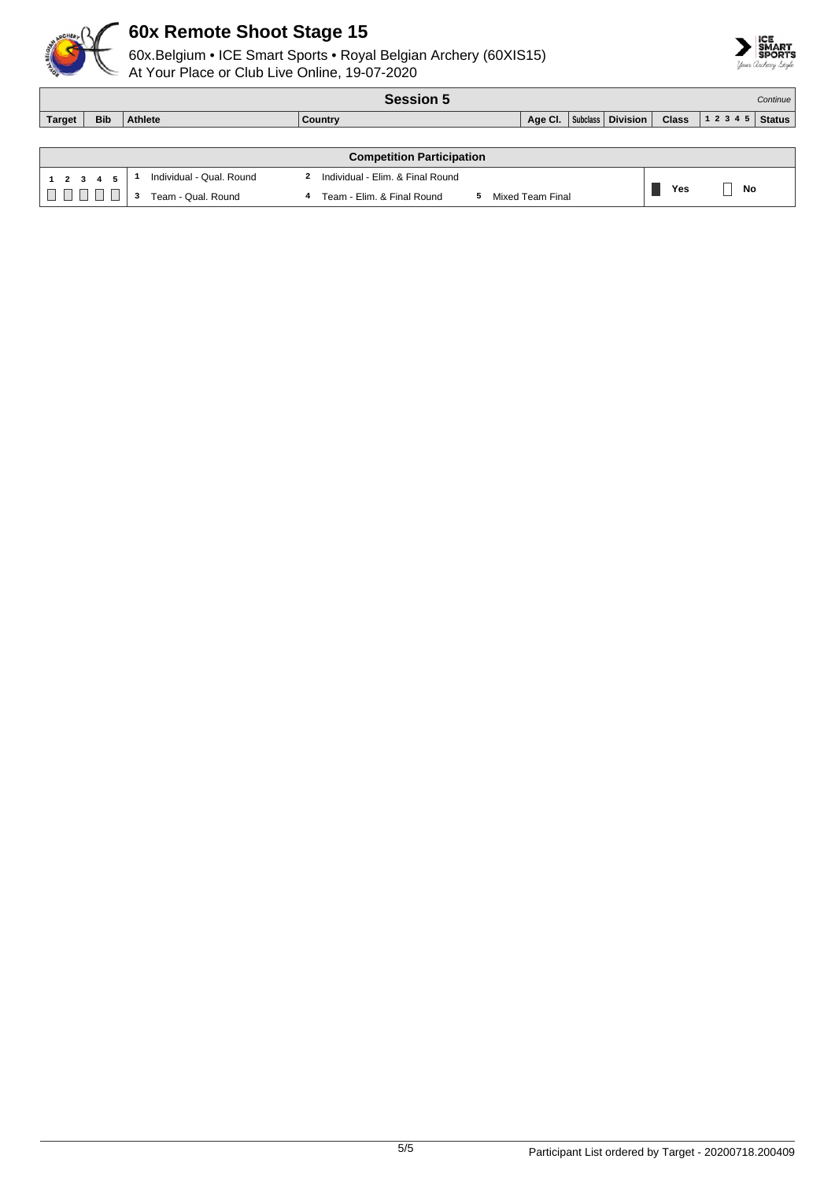# 60x Remote Shoot Stage 15

60x.Belgium • ICE Smart Sports • Royal Belgian Archery (60XIS15)
At Your Place or Club Live Online, 19-07-2020

## Session 5

*Continue*

| Target | Bib | Athlete | Country | Age Cl. | Subclass | Division | Class | 1 2 3 4 5 | Status |
|---|---|---|---|---|---|---|---|---|---|

**Competition Participation**

| | | | | |
|---|---|---|---|---|
| 1 2 3 4 5 | 1 Individual - Qual. Round | 2 Individual - Elim. & Final Round | | Yes |
| | 3 Team - Qual. Round | 4 Team - Elim. & Final Round | 5 Mixed Team Final | No |

Participant List ordered by Target - 20200718.200409